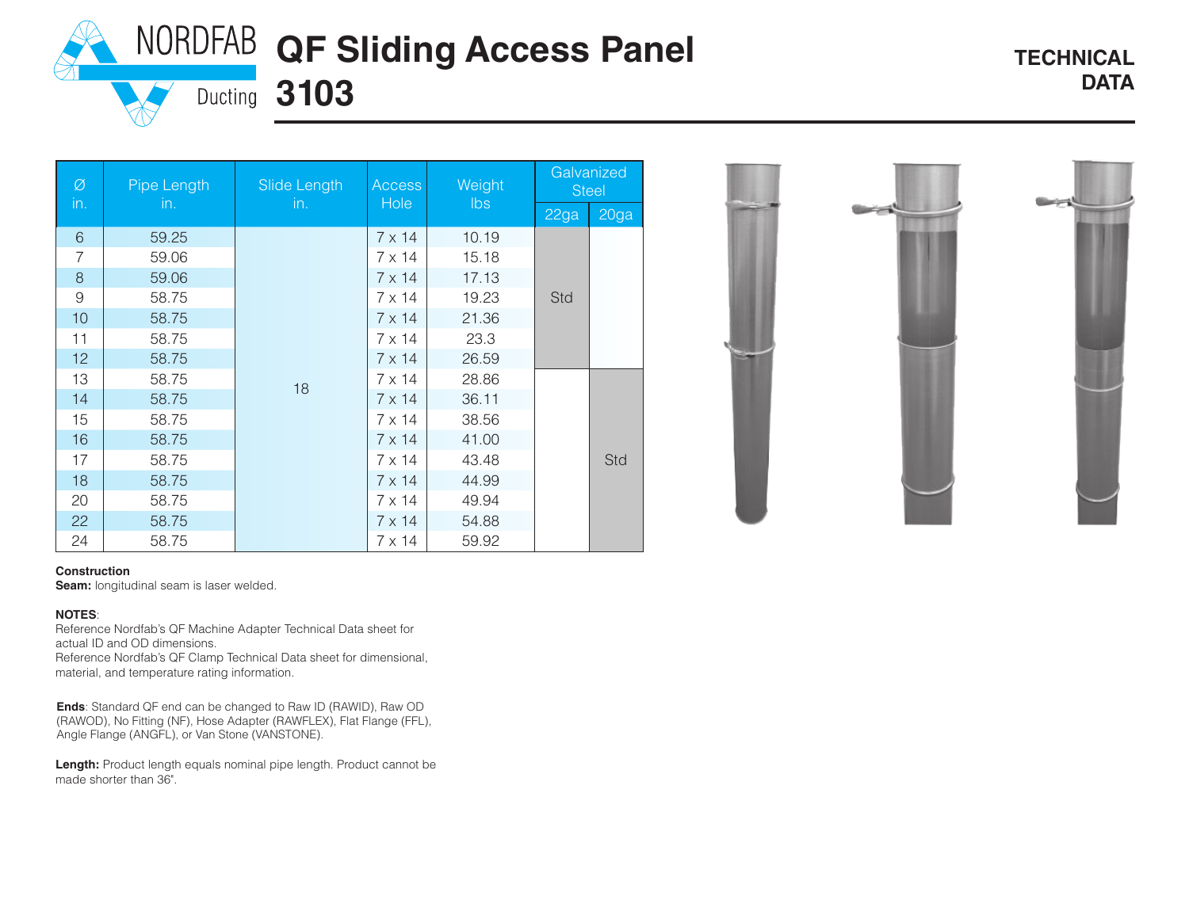# QF Sliding Access Panel 3103

**TECHNICAL DATA**

| Ø in. | Pipe Length in. | Slide Length in. | Access Hole | Weight lbs | Galvanized Steel | |
|---|---|---|---|---|---|---|
| | | | | | 22ga | 20ga |
| 6 | 59.25 | 18 | 7 x 14 | 10.19 | Std | |
| 7 | 59.06 | 18 | 7 x 14 | 15.18 | Std | |
| 8 | 59.06 | 18 | 7 x 14 | 17.13 | Std | |
| 9 | 58.75 | 18 | 7 x 14 | 19.23 | Std | |
| 10 | 58.75 | 18 | 7 x 14 | 21.36 | Std | |
| 11 | 58.75 | 18 | 7 x 14 | 23.3 | Std | |
| 12 | 58.75 | 18 | 7 x 14 | 26.59 | Std | |
| 13 | 58.75 | 18 | 7 x 14 | 28.86 | | Std |
| 14 | 58.75 | 18 | 7 x 14 | 36.11 | | Std |
| 15 | 58.75 | 18 | 7 x 14 | 38.56 | | Std |
| 16 | 58.75 | 18 | 7 x 14 | 41.00 | | Std |
| 17 | 58.75 | 18 | 7 x 14 | 43.48 | | Std |
| 18 | 58.75 | 18 | 7 x 14 | 44.99 | | Std |
| 20 | 58.75 | 18 | 7 x 14 | 49.94 | | Std |
| 22 | 58.75 | 18 | 7 x 14 | 54.88 | | Std |
| 24 | 58.75 | 18 | 7 x 14 | 59.92 | | Std |

**Construction**
**Seam:** longitudinal seam is laser welded.

**NOTES**:
Reference Nordfab's QF Machine Adapter Technical Data sheet for actual ID and OD dimensions.
Reference Nordfab's QF Clamp Technical Data sheet for dimensional, material, and temperature rating information.

**Ends**: Standard QF end can be changed to Raw ID (RAWID), Raw OD (RAWOD), No Fitting (NF), Hose Adapter (RAWFLEX), Flat Flange (FFL), Angle Flange (ANGFL), or Van Stone (VANSTONE).

**Length:** Product length equals nominal pipe length. Product cannot be made shorter than 36".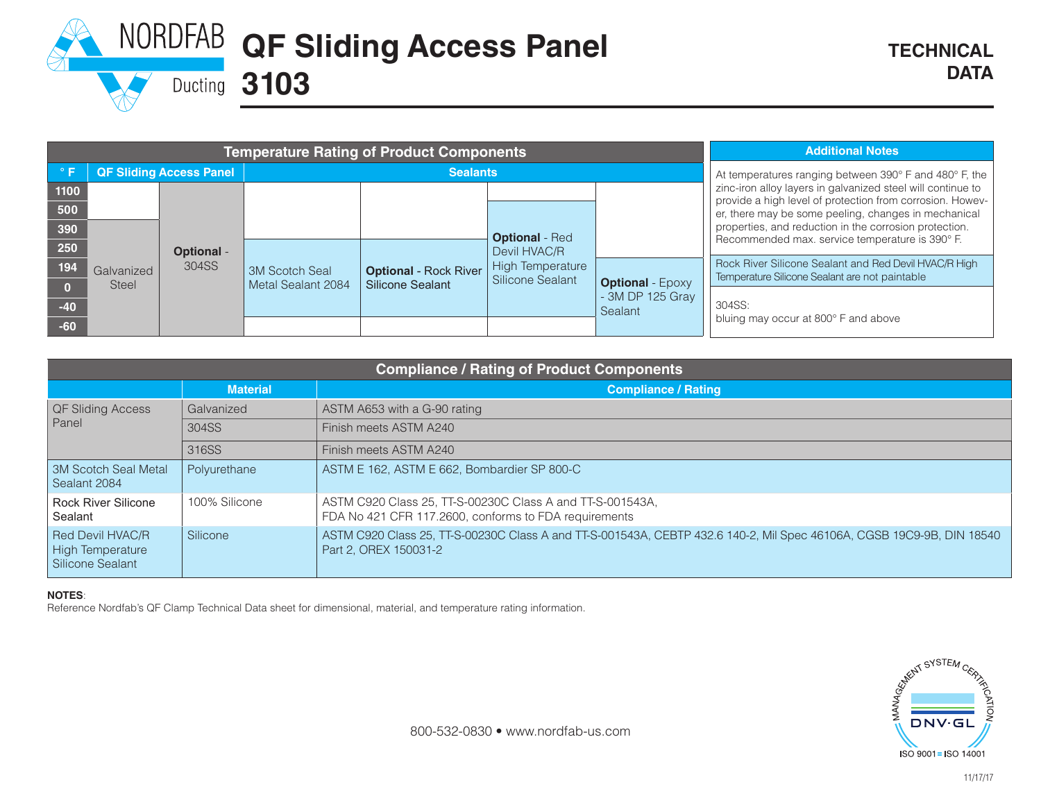# QF Sliding Access Panel 3103

**TECHNICAL DATA**

## Temperature Rating of Product Components

| ° F | QF Sliding Access Panel | | Sealants | | | |
|---|---|---|---|---|---|---|
| 1100 | | **Optional** - 304SS | | | | |
| 500 | | **Optional** - 304SS | | | **Optional** - Red Devil HVAC/R High Temperature Silicone Sealant | |
| 390 | Galvanized Steel | **Optional** - 304SS | | | **Optional** - Red Devil HVAC/R High Temperature Silicone Sealant | |
| 250 | Galvanized Steel | **Optional** - 304SS | 3M Scotch Seal Metal Sealant 2084 | **Optional** - Rock River Silicone Sealant | **Optional** - Red Devil HVAC/R High Temperature Silicone Sealant | |
| 194 | Galvanized Steel | **Optional** - 304SS | 3M Scotch Seal Metal Sealant 2084 | **Optional** - Rock River Silicone Sealant | **Optional** - Red Devil HVAC/R High Temperature Silicone Sealant | **Optional** - Epoxy - 3M DP 125 Gray Sealant |
| 0 | Galvanized Steel | **Optional** - 304SS | 3M Scotch Seal Metal Sealant 2084 | **Optional** - Rock River Silicone Sealant | **Optional** - Red Devil HVAC/R High Temperature Silicone Sealant | **Optional** - Epoxy - 3M DP 125 Gray Sealant |
| -40 | Galvanized Steel | **Optional** - 304SS | 3M Scotch Seal Metal Sealant 2084 | **Optional** - Rock River Silicone Sealant | **Optional** - Red Devil HVAC/R High Temperature Silicone Sealant | **Optional** - Epoxy - 3M DP 125 Gray Sealant |
| -60 | Galvanized Steel | **Optional** - 304SS | | | | **Optional** - Epoxy - 3M DP 125 Gray Sealant |

## Additional Notes

At temperatures ranging between 390° F and 480° F, the zinc-iron alloy layers in galvanized steel will continue to provide a high level of protection from corrosion. However, there may be some peeling, changes in mechanical properties, and reduction in the corrosion protection. Recommended max. service temperature is 390° F.

Rock River Silicone Sealant and Red Devil HVAC/R High Temperature Silicone Sealant are not paintable

304SS:
bluing may occur at 800° F and above

## Compliance / Rating of Product Components

| | Material | Compliance / Rating |
|---|---|---|
| QF Sliding Access Panel | Galvanized | ASTM A653 with a G-90 rating |
| | 304SS | Finish meets ASTM A240 |
| | 316SS | Finish meets ASTM A240 |
| 3M Scotch Seal Metal Sealant 2084 | Polyurethane | ASTM E 162, ASTM E 662, Bombardier SP 800-C |
| Rock River Silicone Sealant | 100% Silicone | ASTM C920 Class 25, TT-S-00230C Class A and TT-S-001543A, FDA No 421 CFR 117.2600, conforms to FDA requirements |
| Red Devil HVAC/R High Temperature Silicone Sealant | Silicone | ASTM C920 Class 25, TT-S-00230C Class A and TT-S-001543A, CEBTP 432.6 140-2, Mil Spec 46106A, CGSB 19C9-9B, DIN 18540 Part 2, OREX 150031-2 |

**NOTES**:
Reference Nordfab's QF Clamp Technical Data sheet for dimensional, material, and temperature rating information.

800-532-0830 • www.nordfab-us.com

MANAGEMENT SYSTEM CERTIFICATION DNV·GL ISO 9001 = ISO 14001

11/17/17